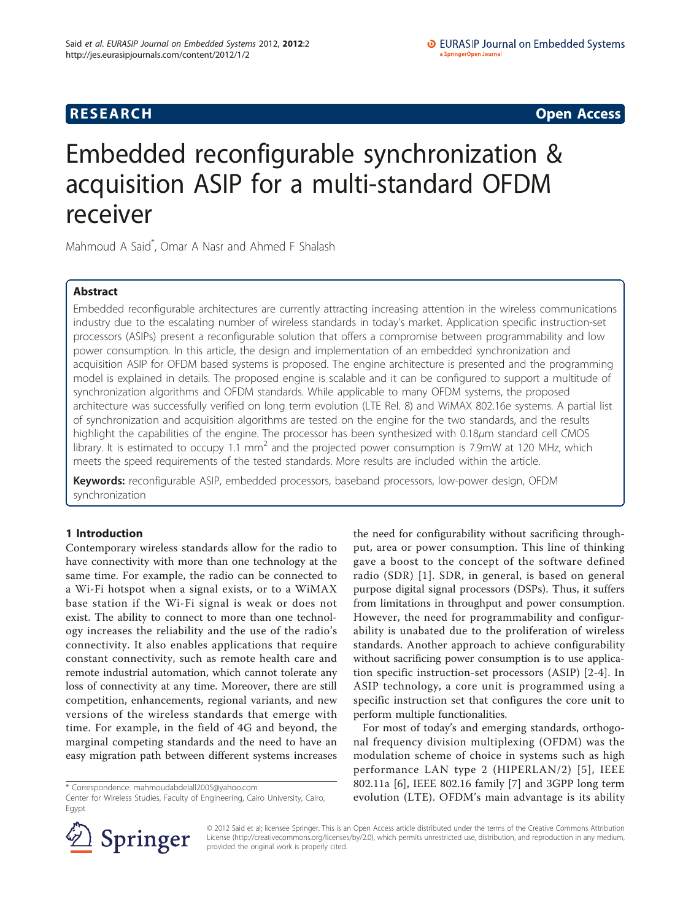**RESEARCH** **Open Access**

# Embedded reconfigurable synchronization & acquisition ASIP for a multi-standard OFDM receiver

Mahmoud A Said*, Omar A Nasr and Ahmed F Shalash

## Abstract

Embedded reconfigurable architectures are currently attracting increasing attention in the wireless communications industry due to the escalating number of wireless standards in today's market. Application specific instruction-set processors (ASIPs) present a reconfigurable solution that offers a compromise between programmability and low power consumption. In this article, the design and implementation of an embedded synchronization and acquisition ASIP for OFDM based systems is proposed. The engine architecture is presented and the programming model is explained in details. The proposed engine is scalable and it can be configured to support a multitude of synchronization algorithms and OFDM standards. While applicable to many OFDM systems, the proposed architecture was successfully verified on long term evolution (LTE Rel. 8) and WiMAX 802.16e systems. A partial list of synchronization and acquisition algorithms are tested on the engine for the two standards, and the results highlight the capabilities of the engine. The processor has been synthesized with 0.18$\mu$m standard cell CMOS library. It is estimated to occupy 1.1 mm$^2$ and the projected power consumption is 7.9mW at 120 MHz, which meets the speed requirements of the tested standards. More results are included within the article.

**Keywords:** reconfigurable ASIP, embedded processors, baseband processors, low-power design, OFDM synchronization

## 1 Introduction

Contemporary wireless standards allow for the radio to have connectivity with more than one technology at the same time. For example, the radio can be connected to a Wi-Fi hotspot when a signal exists, or to a WiMAX base station if the Wi-Fi signal is weak or does not exist. The ability to connect to more than one technology increases the reliability and the use of the radio's connectivity. It also enables applications that require constant connectivity, such as remote health care and remote industrial automation, which cannot tolerate any loss of connectivity at any time. Moreover, there are still competition, enhancements, regional variants, and new versions of the wireless standards that emerge with time. For example, in the field of 4G and beyond, the marginal competing standards and the need to have an easy migration path between different systems increases the need for configurability without sacrificing throughput, area or power consumption. This line of thinking gave a boost to the concept of the software defined radio (SDR) [1]. SDR, in general, is based on general purpose digital signal processors (DSPs). Thus, it suffers from limitations in throughput and power consumption. However, the need for programmability and configurability is unabated due to the proliferation of wireless standards. Another approach to achieve configurability without sacrificing power consumption is to use application specific instruction-set processors (ASIP) [2-4]. In ASIP technology, a core unit is programmed using a specific instruction set that configures the core unit to perform multiple functionalities.

For most of today's and emerging standards, orthogonal frequency division multiplexing (OFDM) was the modulation scheme of choice in systems such as high performance LAN type 2 (HIPERLAN/2) [5], IEEE 802.11a [6], IEEE 802.16 family [7] and 3GPP long term evolution (LTE). OFDM's main advantage is its ability

* Correspondence: mahmoudabdelall2005@yahoo.com
Center for Wireless Studies, Faculty of Engineering, Cairo University, Cairo, Egypt

© 2012 Said et al; licensee Springer. This is an Open Access article distributed under the terms of the Creative Commons Attribution License (http://creativecommons.org/licenses/by/2.0), which permits unrestricted use, distribution, and reproduction in any medium, provided the original work is properly cited.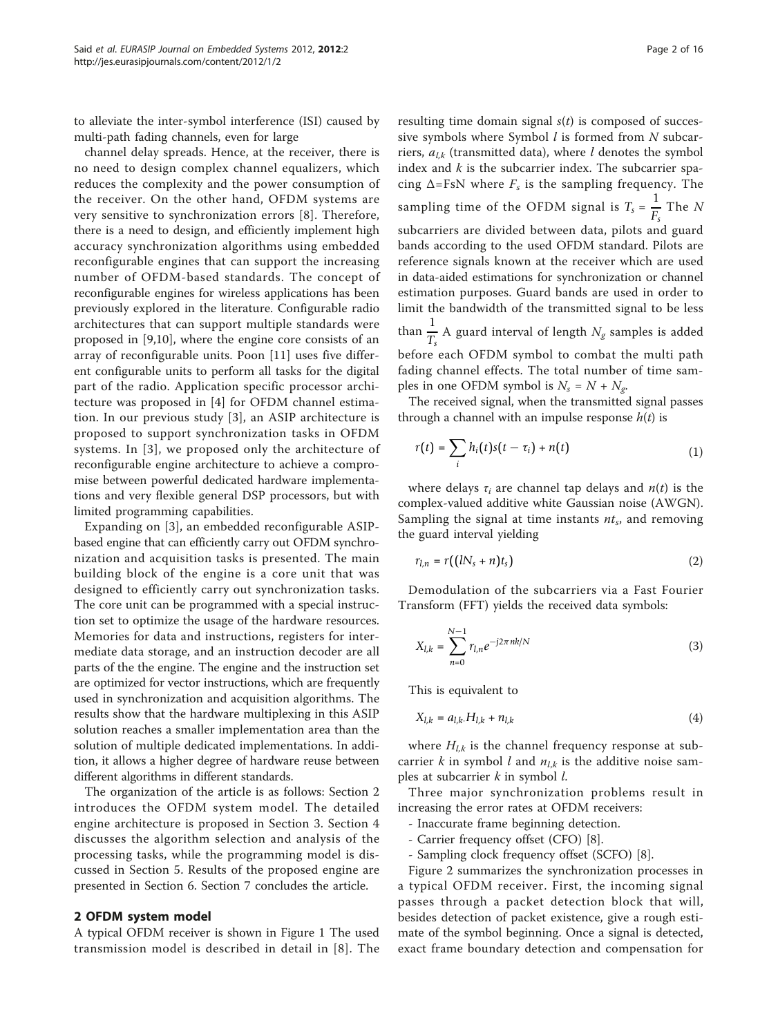to alleviate the inter-symbol interference (ISI) caused by multi-path fading channels, even for large

channel delay spreads. Hence, at the receiver, there is no need to design complex channel equalizers, which reduces the complexity and the power consumption of the receiver. On the other hand, OFDM systems are very sensitive to synchronization errors [8]. Therefore, there is a need to design, and efficiently implement high accuracy synchronization algorithms using embedded reconfigurable engines that can support the increasing number of OFDM-based standards. The concept of reconfigurable engines for wireless applications has been previously explored in the literature. Configurable radio architectures that can support multiple standards were proposed in [9,10], where the engine core consists of an array of reconfigurable units. Poon [11] uses five different configurable units to perform all tasks for the digital part of the radio. Application specific processor architecture was proposed in [4] for OFDM channel estimation. In our previous study [3], an ASIP architecture is proposed to support synchronization tasks in OFDM systems. In [3], we proposed only the architecture of reconfigurable engine architecture to achieve a compromise between powerful dedicated hardware implementations and very flexible general DSP processors, but with limited programming capabilities.

Expanding on [3], an embedded reconfigurable ASIP-based engine that can efficiently carry out OFDM synchronization and acquisition tasks is presented. The main building block of the engine is a core unit that was designed to efficiently carry out synchronization tasks. The core unit can be programmed with a special instruction set to optimize the usage of the hardware resources. Memories for data and instructions, registers for intermediate data storage, and an instruction decoder are all parts of the the engine. The engine and the instruction set are optimized for vector instructions, which are frequently used in synchronization and acquisition algorithms. The results show that the hardware multiplexing in this ASIP solution reaches a smaller implementation area than the solution of multiple dedicated implementations. In addition, it allows a higher degree of hardware reuse between different algorithms in different standards.

The organization of the article is as follows: Section 2 introduces the OFDM system model. The detailed engine architecture is proposed in Section 3. Section 4 discusses the algorithm selection and analysis of the processing tasks, while the programming model is discussed in Section 5. Results of the proposed engine are presented in Section 6. Section 7 concludes the article.

## 2 OFDM system model

A typical OFDM receiver is shown in Figure 1 The used transmission model is described in detail in [8]. The resulting time domain signal $s(t)$ is composed of successive symbols where Symbol $l$ is formed from $N$ subcarriers, $a_{l,k}$ (transmitted data), where $l$ denotes the symbol index and $k$ is the subcarrier index. The subcarrier spacing $\Delta$=FsN where $F_s$ is the sampling frequency. The sampling time of the OFDM signal is $T_s = \frac{1}{F_s}$ The $N$ subcarriers are divided between data, pilots and guard bands according to the used OFDM standard. Pilots are reference signals known at the receiver which are used in data-aided estimations for synchronization or channel estimation purposes. Guard bands are used in order to limit the bandwidth of the transmitted signal to be less than $\frac{1}{T_s}$ A guard interval of length $N_g$ samples is added before each OFDM symbol to combat the multi path fading channel effects. The total number of time samples in one OFDM symbol is $N_s = N + N_g$.

The received signal, when the transmitted signal passes through a channel with an impulse response $h(t)$ is

$$r(t) = \sum_i h_i(t)s(t - \tau_i) + n(t) \tag{1}$$

where delays $\tau_i$ are channel tap delays and $n(t)$ is the complex-valued additive white Gaussian noise (AWGN). Sampling the signal at time instants $nt_s$, and removing the guard interval yielding

$$r_{l,n} = r((lN_s + n)t_s) \tag{2}$$

Demodulation of the subcarriers via a Fast Fourier Transform (FFT) yields the received data symbols:

$$X_{l,k} = \sum_{n=0}^{N-1} r_{l,n} e^{-j2\pi nk/N} \tag{3}$$

This is equivalent to

$$X_{l,k} = a_{l,k}.H_{l,k} + n_{l,k} \tag{4}$$

where $H_{l,k}$ is the channel frequency response at subcarrier $k$ in symbol $l$ and $n_{l,k}$ is the additive noise samples at subcarrier $k$ in symbol $l$.

Three major synchronization problems result in increasing the error rates at OFDM receivers:

- Inaccurate frame beginning detection.
- Carrier frequency offset (CFO) [8].
- Sampling clock frequency offset (SCFO) [8].

Figure 2 summarizes the synchronization processes in a typical OFDM receiver. First, the incoming signal passes through a packet detection block that will, besides detection of packet existence, give a rough estimate of the symbol beginning. Once a signal is detected, exact frame boundary detection and compensation for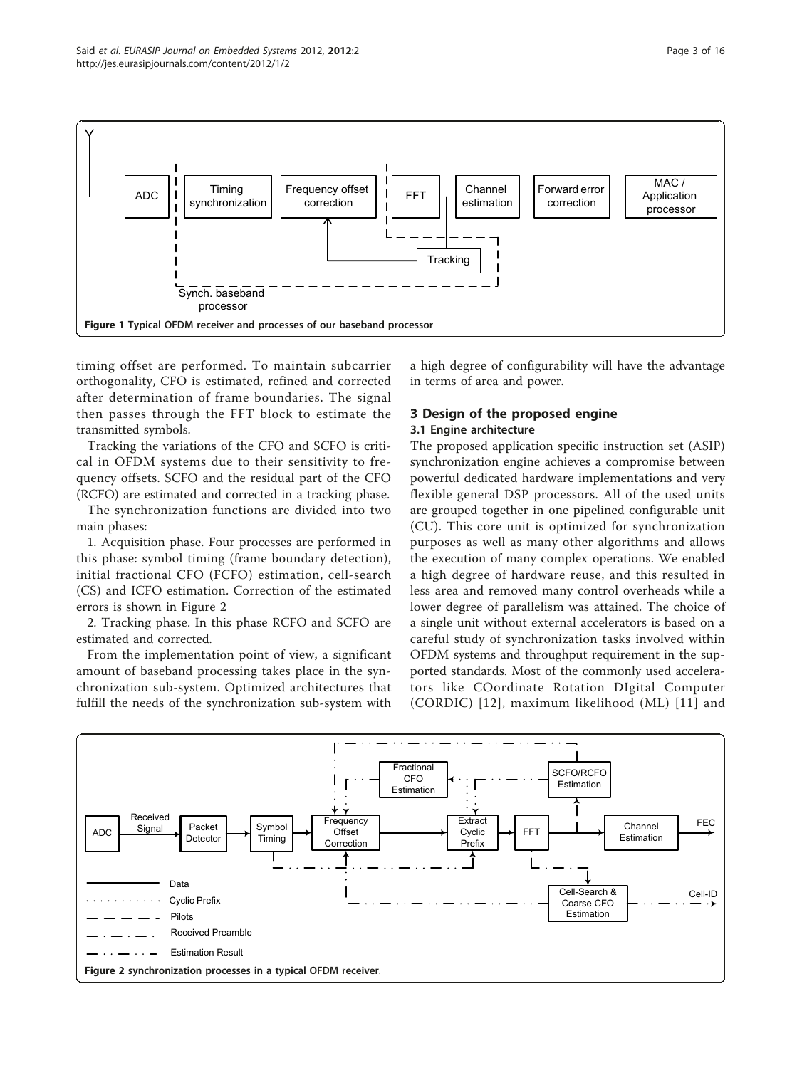Figure 1 Typical OFDM receiver and processes of our baseband processor.

timing offset are performed. To maintain subcarrier orthogonality, CFO is estimated, refined and corrected after determination of frame boundaries. The signal then passes through the FFT block to estimate the transmitted symbols.

Tracking the variations of the CFO and SCFO is critical in OFDM systems due to their sensitivity to frequency offsets. SCFO and the residual part of the CFO (RCFO) are estimated and corrected in a tracking phase.

The synchronization functions are divided into two main phases:

1. Acquisition phase. Four processes are performed in this phase: symbol timing (frame boundary detection), initial fractional CFO (FCFO) estimation, cell-search (CS) and ICFO estimation. Correction of the estimated errors is shown in Figure 2

2. Tracking phase. In this phase RCFO and SCFO are estimated and corrected.

From the implementation point of view, a significant amount of baseband processing takes place in the synchronization sub-system. Optimized architectures that fulfill the needs of the synchronization sub-system with a high degree of configurability will have the advantage in terms of area and power.

## 3 Design of the proposed engine

### 3.1 Engine architecture

The proposed application specific instruction set (ASIP) synchronization engine achieves a compromise between powerful dedicated hardware implementations and very flexible general DSP processors. All of the used units are grouped together in one pipelined configurable unit (CU). This core unit is optimized for synchronization purposes as well as many other algorithms and allows the execution of many complex operations. We enabled a high degree of hardware reuse, and this resulted in less area and removed many control overheads while a lower degree of parallelism was attained. The choice of a single unit without external accelerators is based on a careful study of synchronization tasks involved within OFDM systems and throughput requirement in the supported standards. Most of the commonly used accelerators like COordinate Rotation DIgital Computer (CORDIC) [12], maximum likelihood (ML) [11] and

Figure 2 synchronization processes in a typical OFDM receiver.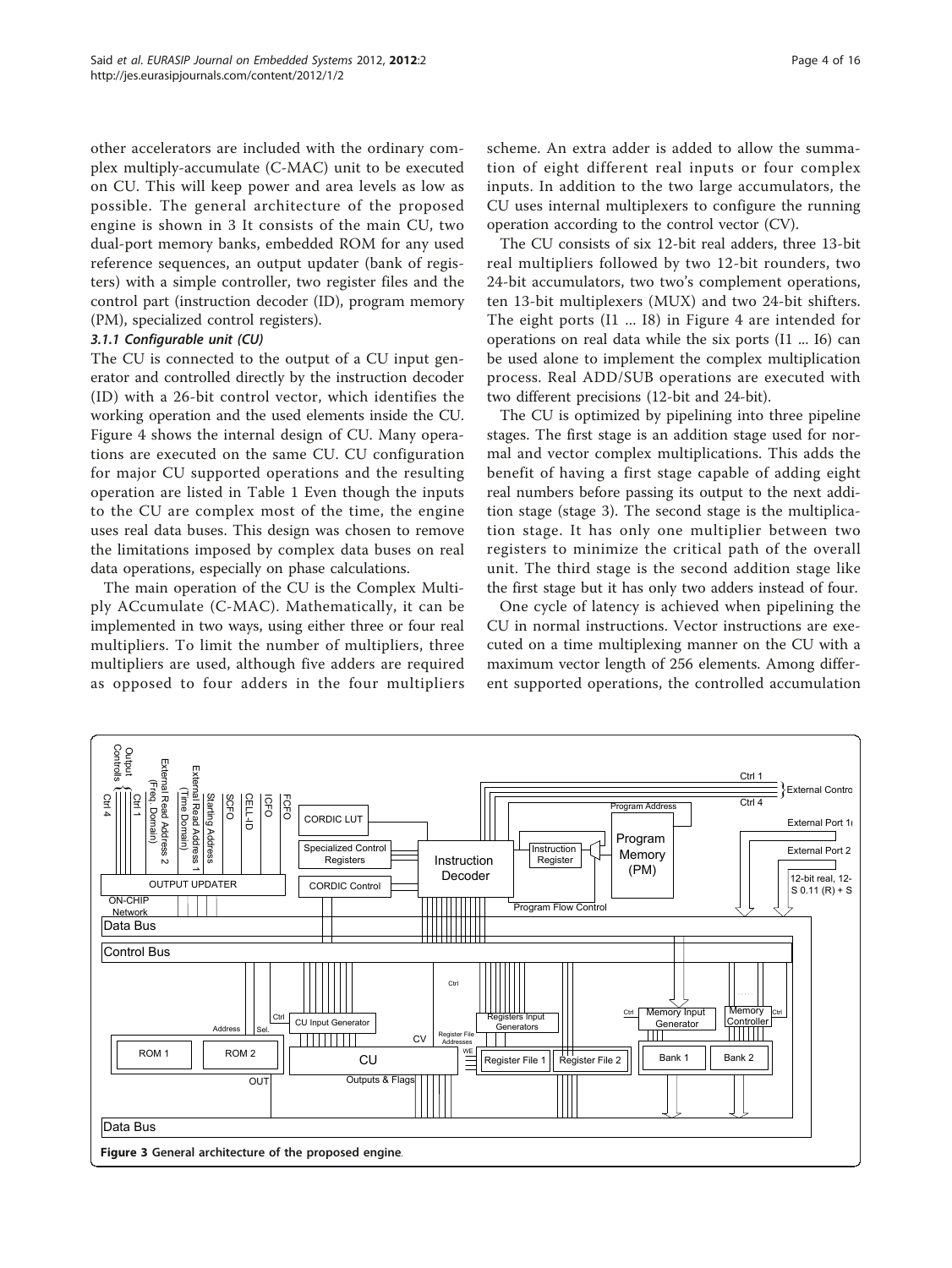other accelerators are included with the ordinary complex multiply-accumulate (C-MAC) unit to be executed on CU. This will keep power and area levels as low as possible. The general architecture of the proposed engine is shown in 3 It consists of the main CU, two dual-port memory banks, embedded ROM for any used reference sequences, an output updater (bank of registers) with a simple controller, two register files and the control part (instruction decoder (ID), program memory (PM), specialized control registers).

#### 3.1.1 Configurable unit (CU)

The CU is connected to the output of a CU input generator and controlled directly by the instruction decoder (ID) with a 26-bit control vector, which identifies the working operation and the used elements inside the CU. Figure 4 shows the internal design of CU. Many operations are executed on the same CU. CU configuration for major CU supported operations and the resulting operation are listed in Table 1 Even though the inputs to the CU are complex most of the time, the engine uses real data buses. This design was chosen to remove the limitations imposed by complex data buses on real data operations, especially on phase calculations.

The main operation of the CU is the Complex Multiply ACcumulate (C-MAC). Mathematically, it can be implemented in two ways, using either three or four real multipliers. To limit the number of multipliers, three multipliers are used, although five adders are required as opposed to four adders in the four multipliers scheme. An extra adder is added to allow the summation of eight different real inputs or four complex inputs. In addition to the two large accumulators, the CU uses internal multiplexers to configure the running operation according to the control vector (CV).

The CU consists of six 12-bit real adders, three 13-bit real multipliers followed by two 12-bit rounders, two 24-bit accumulators, two two's complement operations, ten 13-bit multiplexers (MUX) and two 24-bit shifters. The eight ports (I1 ... I8) in Figure 4 are intended for operations on real data while the six ports (I1 ... I6) can be used alone to implement the complex multiplication process. Real ADD/SUB operations are executed with two different precisions (12-bit and 24-bit).

The CU is optimized by pipelining into three pipeline stages. The first stage is an addition stage used for normal and vector complex multiplications. This adds the benefit of having a first stage capable of adding eight real numbers before passing its output to the next addition stage (stage 3). The second stage is the multiplication stage. It has only one multiplier between two registers to minimize the critical path of the overall unit. The third stage is the second addition stage like the first stage but it has only two adders instead of four.

One cycle of latency is achieved when pipelining the CU in normal instructions. Vector instructions are executed on a time multiplexing manner on the CU with a maximum vector length of 256 elements. Among different supported operations, the controlled accumulation

**Figure 3** General architecture of the proposed engine.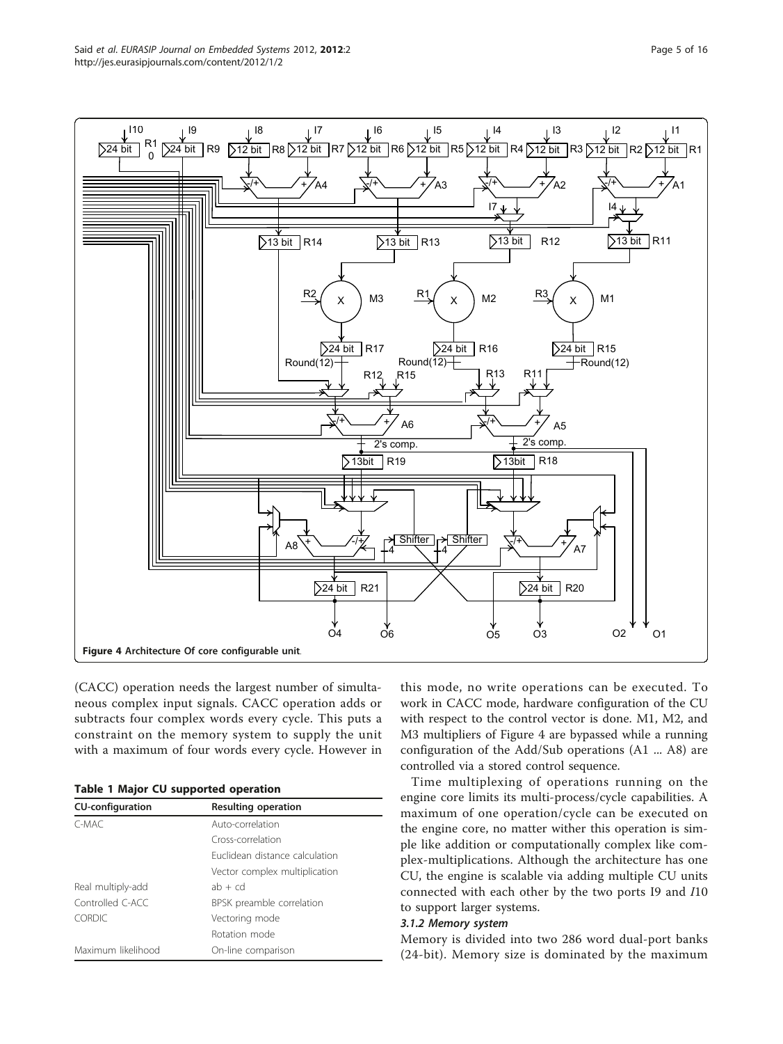**Figure 4 Architecture Of core configurable unit**.

(CACC) operation needs the largest number of simultaneous complex input signals. CACC operation adds or subtracts four complex words every cycle. This puts a constraint on the memory system to supply the unit with a maximum of four words every cycle. However in this mode, no write operations can be executed. To work in CACC mode, hardware configuration of the CU with respect to the control vector is done. M1, M2, and M3 multipliers of Figure 4 are bypassed while a running configuration of the Add/Sub operations (A1 ... A8) are controlled via a stored control sequence.

**Table 1 Major CU supported operation**

| CU-configuration | Resulting operation |
|---|---|
| C-MAC | Auto-correlation |
| | Cross-correlation |
| | Euclidean distance calculation |
| | Vector complex multiplication |
| Real multiply-add | ab + cd |
| Controlled C-ACC | BPSK preamble correlation |
| CORDIC | Vectoring mode |
| | Rotation mode |
| Maximum likelihood | On-line comparison |

Time multiplexing of operations running on the engine core limits its multi-process/cycle capabilities. A maximum of one operation/cycle can be executed on the engine core, no matter wither this operation is simple like addition or computationally complex like complex-multiplications. Although the architecture has one CU, the engine is scalable via adding multiple CU units connected with each other by the two ports I9 and *I*10 to support larger systems.

#### *3.1.2 Memory system*

Memory is divided into two 286 word dual-port banks (24-bit). Memory size is dominated by the maximum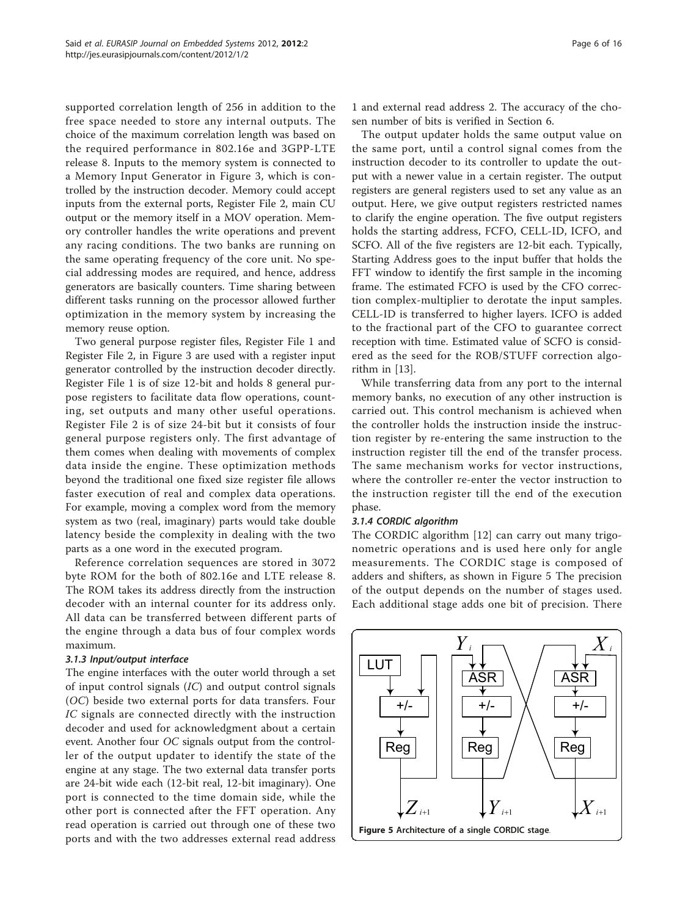supported correlation length of 256 in addition to the free space needed to store any internal outputs. The choice of the maximum correlation length was based on the required performance in 802.16e and 3GPP-LTE release 8. Inputs to the memory system is connected to a Memory Input Generator in Figure 3, which is controlled by the instruction decoder. Memory could accept inputs from the external ports, Register File 2, main CU output or the memory itself in a MOV operation. Memory controller handles the write operations and prevent any racing conditions. The two banks are running on the same operating frequency of the core unit. No special addressing modes are required, and hence, address generators are basically counters. Time sharing between different tasks running on the processor allowed further optimization in the memory system by increasing the memory reuse option.

Two general purpose register files, Register File 1 and Register File 2, in Figure 3 are used with a register input generator controlled by the instruction decoder directly. Register File 1 is of size 12-bit and holds 8 general purpose registers to facilitate data flow operations, counting, set outputs and many other useful operations. Register File 2 is of size 24-bit but it consists of four general purpose registers only. The first advantage of them comes when dealing with movements of complex data inside the engine. These optimization methods beyond the traditional one fixed size register file allows faster execution of real and complex data operations. For example, moving a complex word from the memory system as two (real, imaginary) parts would take double latency beside the complexity in dealing with the two parts as a one word in the executed program.

Reference correlation sequences are stored in 3072 byte ROM for the both of 802.16e and LTE release 8. The ROM takes its address directly from the instruction decoder with an internal counter for its address only. All data can be transferred between different parts of the engine through a data bus of four complex words maximum.

#### 3.1.3 Input/output interface

The engine interfaces with the outer world through a set of input control signals (*IC*) and output control signals (*OC*) beside two external ports for data transfers. Four *IC* signals are connected directly with the instruction decoder and used for acknowledgment about a certain event. Another four *OC* signals output from the controller of the output updater to identify the state of the engine at any stage. The two external data transfer ports are 24-bit wide each (12-bit real, 12-bit imaginary). One port is connected to the time domain side, while the other port is connected after the FFT operation. Any read operation is carried out through one of these two ports and with the two addresses external read address 1 and external read address 2. The accuracy of the chosen number of bits is verified in Section 6.

The output updater holds the same output value on the same port, until a control signal comes from the instruction decoder to its controller to update the output with a newer value in a certain register. The output registers are general registers used to set any value as an output. Here, we give output registers restricted names to clarify the engine operation. The five output registers holds the starting address, FCFO, CELL-ID, ICFO, and SCFO. All of the five registers are 12-bit each. Typically, Starting Address goes to the input buffer that holds the FFT window to identify the first sample in the incoming frame. The estimated FCFO is used by the CFO correction complex-multiplier to derotate the input samples. CELL-ID is transferred to higher layers. ICFO is added to the fractional part of the CFO to guarantee correct reception with time. Estimated value of SCFO is considered as the seed for the ROB/STUFF correction algorithm in [13].

While transferring data from any port to the internal memory banks, no execution of any other instruction is carried out. This control mechanism is achieved when the controller holds the instruction inside the instruction register by re-entering the same instruction to the instruction register till the end of the transfer process. The same mechanism works for vector instructions, where the controller re-enter the vector instruction to the instruction register till the end of the execution phase.

#### 3.1.4 CORDIC algorithm

The CORDIC algorithm [12] can carry out many trigonometric operations and is used here only for angle measurements. The CORDIC stage is composed of adders and shifters, as shown in Figure 5 The precision of the output depends on the number of stages used. Each additional stage adds one bit of precision. There

**Figure 5** Architecture of a single CORDIC stage.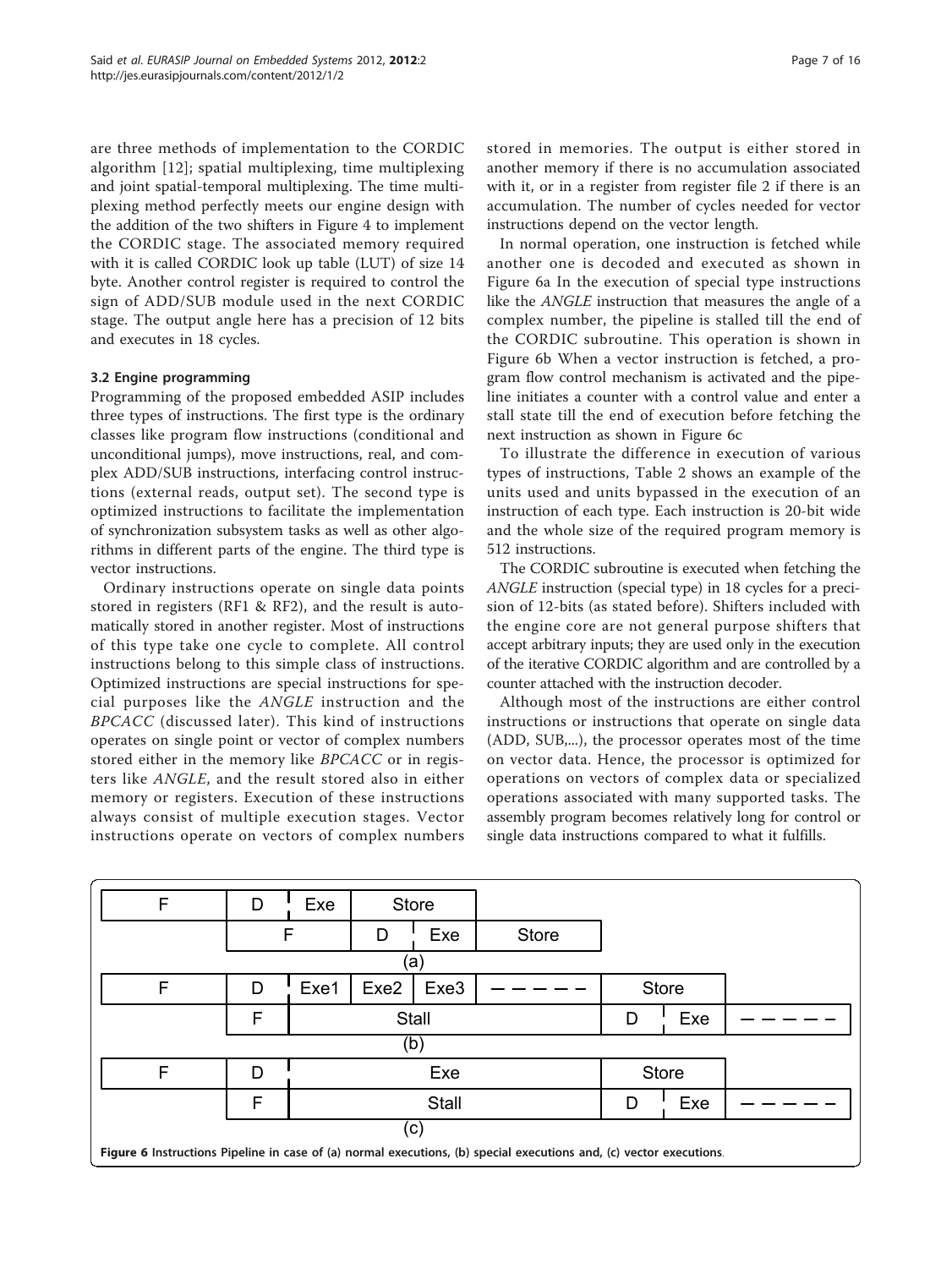are three methods of implementation to the CORDIC algorithm [12]; spatial multiplexing, time multiplexing and joint spatial-temporal multiplexing. The time multiplexing method perfectly meets our engine design with the addition of the two shifters in Figure 4 to implement the CORDIC stage. The associated memory required with it is called CORDIC look up table (LUT) of size 14 byte. Another control register is required to control the sign of ADD/SUB module used in the next CORDIC stage. The output angle here has a precision of 12 bits and executes in 18 cycles.

### 3.2 Engine programming

Programming of the proposed embedded ASIP includes three types of instructions. The first type is the ordinary classes like program flow instructions (conditional and unconditional jumps), move instructions, real, and complex ADD/SUB instructions, interfacing control instructions (external reads, output set). The second type is optimized instructions to facilitate the implementation of synchronization subsystem tasks as well as other algorithms in different parts of the engine. The third type is vector instructions.

Ordinary instructions operate on single data points stored in registers (RF1 & RF2), and the result is automatically stored in another register. Most of instructions of this type take one cycle to complete. All control instructions belong to this simple class of instructions. Optimized instructions are special instructions for special purposes like the *ANGLE* instruction and the *BPCACC* (discussed later). This kind of instructions operates on single point or vector of complex numbers stored either in the memory like *BPCACC* or in registers like *ANGLE*, and the result stored also in either memory or registers. Execution of these instructions always consist of multiple execution stages. Vector instructions operate on vectors of complex numbers stored in memories. The output is either stored in another memory if there is no accumulation associated with it, or in a register from register file 2 if there is an accumulation. The number of cycles needed for vector instructions depend on the vector length.

In normal operation, one instruction is fetched while another one is decoded and executed as shown in Figure 6a In the execution of special type instructions like the *ANGLE* instruction that measures the angle of a complex number, the pipeline is stalled till the end of the CORDIC subroutine. This operation is shown in Figure 6b When a vector instruction is fetched, a program flow control mechanism is activated and the pipeline initiates a counter with a control value and enter a stall state till the end of execution before fetching the next instruction as shown in Figure 6c

To illustrate the difference in execution of various types of instructions, Table 2 shows an example of the units used and units bypassed in the execution of an instruction of each type. Each instruction is 20-bit wide and the whole size of the required program memory is 512 instructions.

The CORDIC subroutine is executed when fetching the *ANGLE* instruction (special type) in 18 cycles for a precision of 12-bits (as stated before). Shifters included with the engine core are not general purpose shifters that accept arbitrary inputs; they are used only in the execution of the iterative CORDIC algorithm and are controlled by a counter attached with the instruction decoder.

Although most of the instructions are either control instructions or instructions that operate on single data (ADD, SUB,...), the processor operates most of the time on vector data. Hence, the processor is optimized for operations on vectors of complex data or specialized operations associated with many supported tasks. The assembly program becomes relatively long for control or single data instructions compared to what it fulfills.

F | D | Exe | Store
F | D | Exe | Store
(a)
F | D | Exe1 | Exe2 | Exe3 | — — — — — | Store
F | Stall | D | Exe | — — — — —
(b)
F | D | Exe | Store
F | Stall | D | Exe | — — — — —
(c)

**Figure 6 Instructions Pipeline in case of (a) normal executions, (b) special executions and, (c) vector executions.**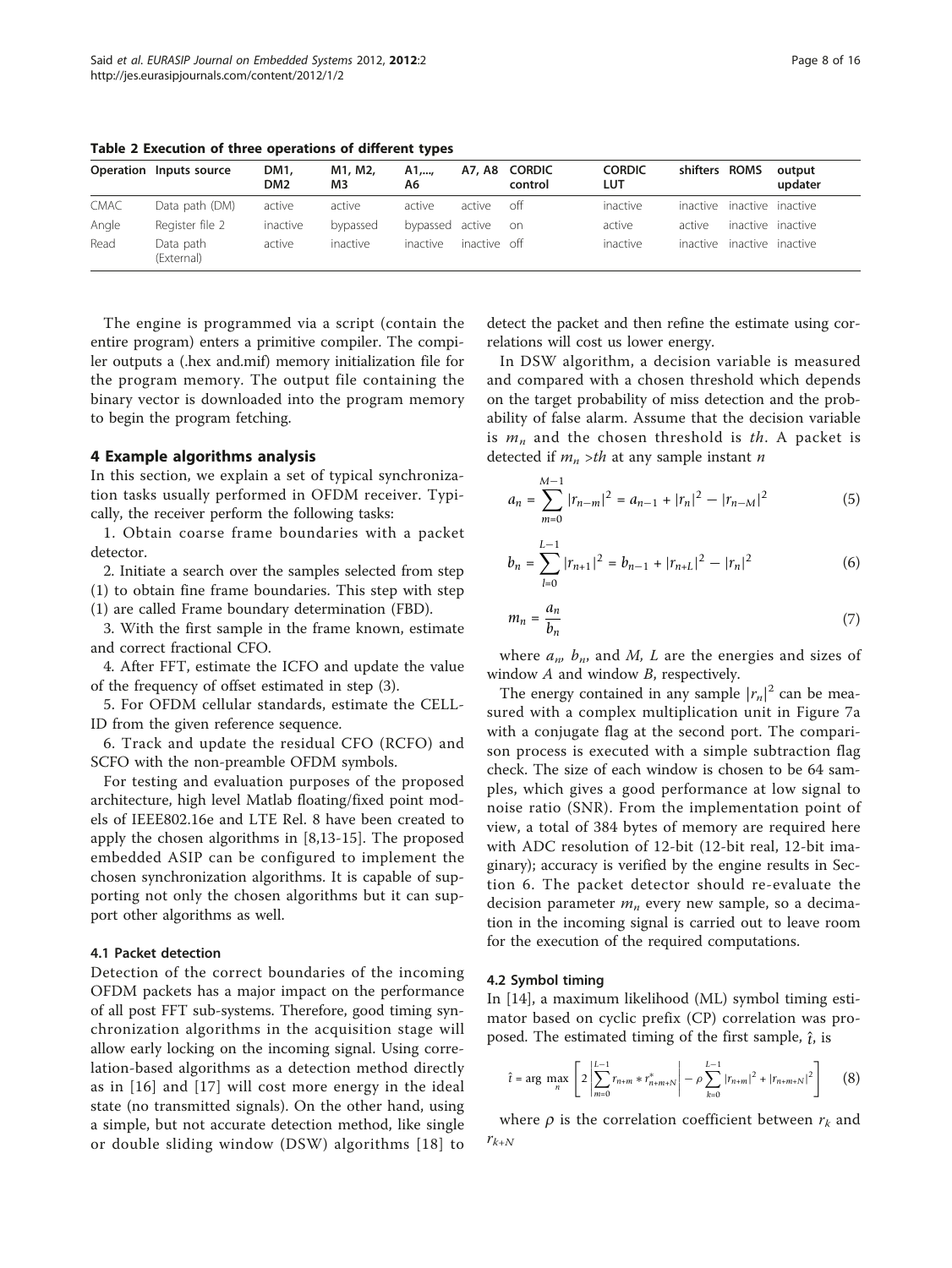**Table 2 Execution of three operations of different types**

| Operation | Inputs source | DM1, DM2 | M1, M2, M3 | A1,..., A6 | A7, A8 | CORDIC control | CORDIC LUT | shifters | ROMS | output updater |
|---|---|---|---|---|---|---|---|---|---|---|
| CMAC | Data path (DM) | active | active | active | active | off | inactive | inactive | inactive | inactive |
| Angle | Register file 2 | inactive | bypassed | bypassed | active | on | active | active | inactive | inactive |
| Read | Data path (External) | active | inactive | inactive | inactive | off | inactive | inactive | inactive | inactive |

The engine is programmed via a script (contain the entire program) enters a primitive compiler. The compiler outputs a (.hex and.mif) memory initialization file for the program memory. The output file containing the binary vector is downloaded into the program memory to begin the program fetching.

## 4 Example algorithms analysis

In this section, we explain a set of typical synchronization tasks usually performed in OFDM receiver. Typically, the receiver perform the following tasks:

1. Obtain coarse frame boundaries with a packet detector.
2. Initiate a search over the samples selected from step (1) to obtain fine frame boundaries. This step with step (1) are called Frame boundary determination (FBD).
3. With the first sample in the frame known, estimate and correct fractional CFO.
4. After FFT, estimate the ICFO and update the value of the frequency of offset estimated in step (3).
5. For OFDM cellular standards, estimate the CELL-ID from the given reference sequence.
6. Track and update the residual CFO (RCFO) and SCFO with the non-preamble OFDM symbols.

For testing and evaluation purposes of the proposed architecture, high level Matlab floating/fixed point models of IEEE802.16e and LTE Rel. 8 have been created to apply the chosen algorithms in [8,13-15]. The proposed embedded ASIP can be configured to implement the chosen synchronization algorithms. It is capable of supporting not only the chosen algorithms but it can support other algorithms as well.

### 4.1 Packet detection

Detection of the correct boundaries of the incoming OFDM packets has a major impact on the performance of all post FFT sub-systems. Therefore, good timing synchronization algorithms in the acquisition stage will allow early locking on the incoming signal. Using correlation-based algorithms as a detection method directly as in [16] and [17] will cost more energy in the ideal state (no transmitted signals). On the other hand, using a simple, but not accurate detection method, like single or double sliding window (DSW) algorithms [18] to detect the packet and then refine the estimate using correlations will cost us lower energy.

In DSW algorithm, a decision variable is measured and compared with a chosen threshold which depends on the target probability of miss detection and the probability of false alarm. Assume that the decision variable is $m_n$ and the chosen threshold is $th$. A packet is detected if $m_n > th$ at any sample instant $n$

$$a_n = \sum_{m=0}^{M-1} |r_{n-m}|^2 = a_{n-1} + |r_n|^2 - |r_{n-M}|^2 \tag{5}$$

$$b_n = \sum_{l=0}^{L-1} |r_{n+1}|^2 = b_{n-1} + |r_{n+L}|^2 - |r_n|^2 \tag{6}$$

$$m_n = \frac{a_n}{b_n} \tag{7}$$

where $a_n$, $b_n$, and $M$, $L$ are the energies and sizes of window $A$ and window $B$, respectively.

The energy contained in any sample $|r_n|^2$ can be measured with a complex multiplication unit in Figure 7a with a conjugate flag at the second port. The comparison process is executed with a simple subtraction flag check. The size of each window is chosen to be 64 samples, which gives a good performance at low signal to noise ratio (SNR). From the implementation point of view, a total of 384 bytes of memory are required here with ADC resolution of 12-bit (12-bit real, 12-bit imaginary); accuracy is verified by the engine results in Section 6. The packet detector should re-evaluate the decision parameter $m_n$ every new sample, so a decimation in the incoming signal is carried out to leave room for the execution of the required computations.

### 4.2 Symbol timing

In [14], a maximum likelihood (ML) symbol timing estimator based on cyclic prefix (CP) correlation was proposed. The estimated timing of the first sample, $\hat{\iota}$, is

$$\hat{\iota} = \arg\max_{n} \left[ 2 \left| \sum_{m=0}^{L-1} r_{n+m} * r^{*}_{n+m+N} \right| - \rho \sum_{k=0}^{L-1} |r_{n+m}|^2 + |r_{n+m+N}|^2 \right] \tag{8}$$

where $\rho$ is the correlation coefficient between $r_k$ and $r_{k+N}$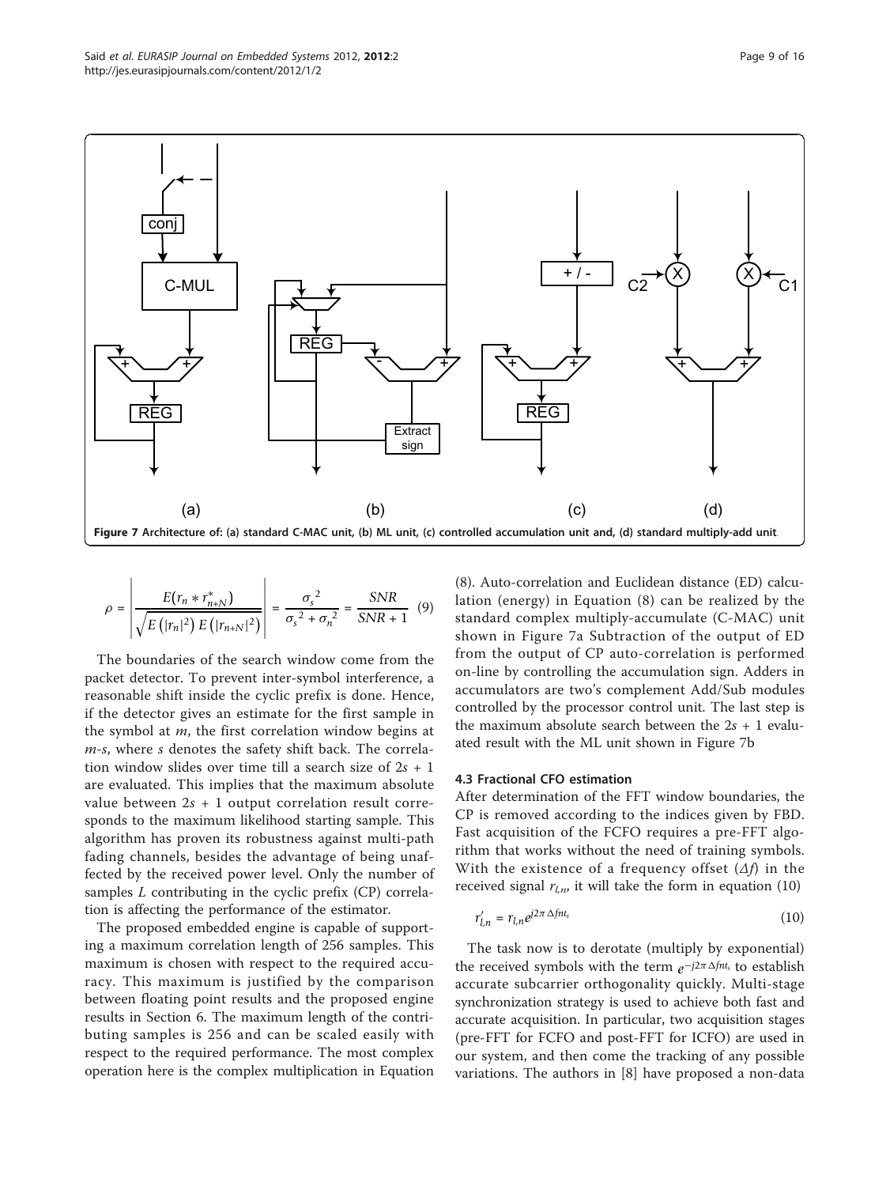**Figure 7 Architecture of: (a) standard C-MAC unit, (b) ML unit, (c) controlled accumulation unit and, (d) standard multiply-add unit.**

$$\rho = \left| \frac{E(r_n * r^*_{n+N})}{\sqrt{E\left(|r_n|^2\right) E\left(|r_{n+N}|^2\right)}} \right| = \frac{{\sigma_s}^2}{{\sigma_s}^2 + {\sigma_n}^2} = \frac{SNR}{SNR + 1} \quad (9)$$

The boundaries of the search window come from the packet detector. To prevent inter-symbol interference, a reasonable shift inside the cyclic prefix is done. Hence, if the detector gives an estimate for the first sample in the symbol at $m$, the first correlation window begins at $m$-$s$, where $s$ denotes the safety shift back. The correlation window slides over time till a search size of $2s + 1$ are evaluated. This implies that the maximum absolute value between $2s + 1$ output correlation result corresponds to the maximum likelihood starting sample. This algorithm has proven its robustness against multi-path fading channels, besides the advantage of being unaffected by the received power level. Only the number of samples $L$ contributing in the cyclic prefix (CP) correlation is affecting the performance of the estimator.

The proposed embedded engine is capable of supporting a maximum correlation length of 256 samples. This maximum is chosen with respect to the required accuracy. This maximum is justified by the comparison between floating point results and the proposed engine results in Section 6. The maximum length of the contributing samples is 256 and can be scaled easily with respect to the required performance. The most complex operation here is the complex multiplication in Equation (8). Auto-correlation and Euclidean distance (ED) calculation (energy) in Equation (8) can be realized by the standard complex multiply-accumulate (C-MAC) unit shown in Figure 7a Subtraction of the output of ED from the output of CP auto-correlation is performed on-line by controlling the accumulation sign. Adders in accumulators are two's complement Add/Sub modules controlled by the processor control unit. The last step is the maximum absolute search between the $2s + 1$ evaluated result with the ML unit shown in Figure 7b

#### 4.3 Fractional CFO estimation

After determination of the FFT window boundaries, the CP is removed according to the indices given by FBD. Fast acquisition of the FCFO requires a pre-FFT algorithm that works without the need of training symbols. With the existence of a frequency offset ($\Delta f$) in the received signal $r_{l,n}$, it will take the form in equation (10)

$$r'_{l,n} = r_{l,n} e^{j2\pi \Delta f n t_s} \quad (10)$$

The task now is to derotate (multiply by exponential) the received symbols with the term $e^{-j2\pi \Delta f n t_s}$ to establish accurate subcarrier orthogonality quickly. Multi-stage synchronization strategy is used to achieve both fast and accurate acquisition. In particular, two acquisition stages (pre-FFT for FCFO and post-FFT for ICFO) are used in our system, and then come the tracking of any possible variations. The authors in [8] have proposed a non-data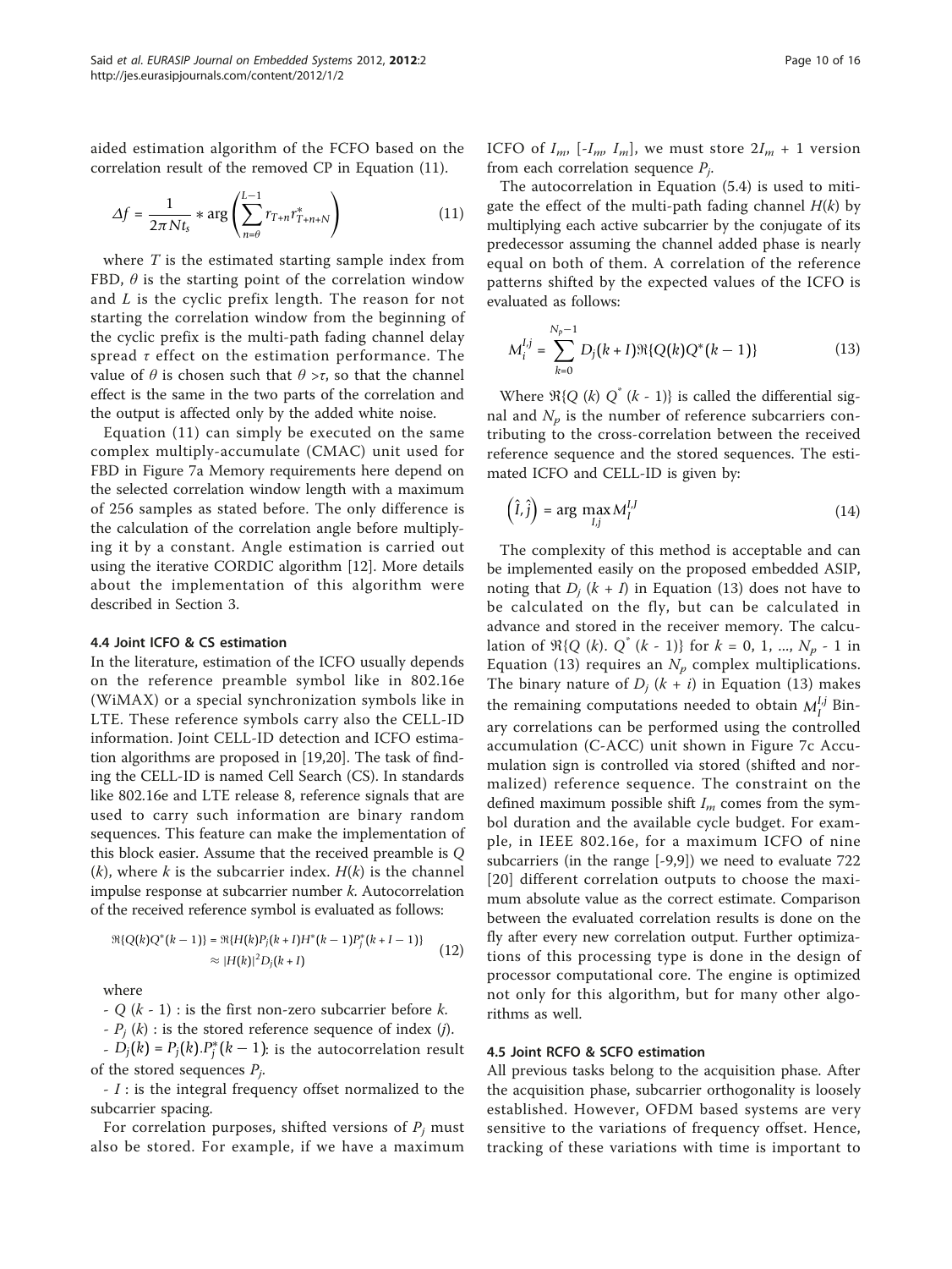aided estimation algorithm of the FCFO based on the correlation result of the removed CP in Equation (11).

$$\Delta f = \frac{1}{2\pi N t_s} * \arg\left(\sum_{n=\theta}^{L-1} r_{T+n} r^*_{T+n+N}\right) \tag{11}$$

where $T$ is the estimated starting sample index from FBD, $\theta$ is the starting point of the correlation window and $L$ is the cyclic prefix length. The reason for not starting the correlation window from the beginning of the cyclic prefix is the multi-path fading channel delay spread $\tau$ effect on the estimation performance. The value of $\theta$ is chosen such that $\theta > \tau$, so that the channel effect is the same in the two parts of the correlation and the output is affected only by the added white noise.

Equation (11) can simply be executed on the same complex multiply-accumulate (CMAC) unit used for FBD in Figure 7a Memory requirements here depend on the selected correlation window length with a maximum of 256 samples as stated before. The only difference is the calculation of the correlation angle before multiplying it by a constant. Angle estimation is carried out using the iterative CORDIC algorithm [12]. More details about the implementation of this algorithm were described in Section 3.

### 4.4 Joint ICFO & CS estimation

In the literature, estimation of the ICFO usually depends on the reference preamble symbol like in 802.16e (WiMAX) or a special synchronization symbols like in LTE. These reference symbols carry also the CELL-ID information. Joint CELL-ID detection and ICFO estimation algorithms are proposed in [19,20]. The task of finding the CELL-ID is named Cell Search (CS). In standards like 802.16e and LTE release 8, reference signals that are used to carry such information are binary random sequences. This feature can make the implementation of this block easier. Assume that the received preamble is $Q(k)$, where $k$ is the subcarrier index. $H(k)$ is the channel impulse response at subcarrier number $k$. Autocorrelation of the received reference symbol is evaluated as follows:

$$\begin{aligned}\Re\{Q(k)Q^*(k-1)\} &= \Re\{H(k)P_j(k+I)H^*(k-1)P_j^*(k+I-1)\} \\ &\approx |H(k)|^2 D_j(k+I)\end{aligned} \tag{12}$$

where

- $Q(k-1)$ : is the first non-zero subcarrier before $k$.
- $P_j(k)$ : is the stored reference sequence of index ($j$).
- $D_j(k) = P_j(k).P_j^*(k-1)$: is the autocorrelation result of the stored sequences $P_j$.
- $I$ : is the integral frequency offset normalized to the subcarrier spacing.

For correlation purposes, shifted versions of $P_j$ must also be stored. For example, if we have a maximum ICFO of $I_m$, $[-I_m, I_m]$, we must store $2I_m + 1$ version from each correlation sequence $P_j$.

The autocorrelation in Equation (5.4) is used to mitigate the effect of the multi-path fading channel $H(k)$ by multiplying each active subcarrier by the conjugate of its predecessor assuming the channel added phase is nearly equal on both of them. A correlation of the reference patterns shifted by the expected values of the ICFO is evaluated as follows:

$$M_i^{I,j} = \sum_{k=0}^{N_p-1} D_j(k+I)\Re\{Q(k)Q^*(k-1)\} \tag{13}$$

Where $\Re\{Q(k)\,Q^*(k-1)\}$ is called the differential signal and $N_p$ is the number of reference subcarriers contributing to the cross-correlation between the received reference sequence and the stored sequences. The estimated ICFO and CELL-ID is given by:

$$\left(\hat{I}, \hat{j}\right) = \arg\max_{I,j} M_I^{I,J} \tag{14}$$

The complexity of this method is acceptable and can be implemented easily on the proposed embedded ASIP, noting that $D_j(k+I)$ in Equation (13) does not have to be calculated on the fly, but can be calculated in advance and stored in the receiver memory. The calculation of $\Re\{Q(k).\,Q^*(k-1)\}$ for $k = 0, 1, ..., N_p - 1$ in Equation (13) requires an $N_p$ complex multiplications. The binary nature of $D_j(k+i)$ in Equation (13) makes the remaining computations needed to obtain $M_I^{I,j}$ Binary correlations can be performed using the controlled accumulation (C-ACC) unit shown in Figure 7c Accumulation sign is controlled via stored (shifted and normalized) reference sequence. The constraint on the defined maximum possible shift $I_m$ comes from the symbol duration and the available cycle budget. For example, in IEEE 802.16e, for a maximum ICFO of nine subcarriers (in the range [-9,9]) we need to evaluate 722 [20] different correlation outputs to choose the maximum absolute value as the correct estimate. Comparison between the evaluated correlation results is done on the fly after every new correlation output. Further optimizations of this processing type is done in the design of processor computational core. The engine is optimized not only for this algorithm, but for many other algorithms as well.

### 4.5 Joint RCFO & SCFO estimation

All previous tasks belong to the acquisition phase. After the acquisition phase, subcarrier orthogonality is loosely established. However, OFDM based systems are very sensitive to the variations of frequency offset. Hence, tracking of these variations with time is important to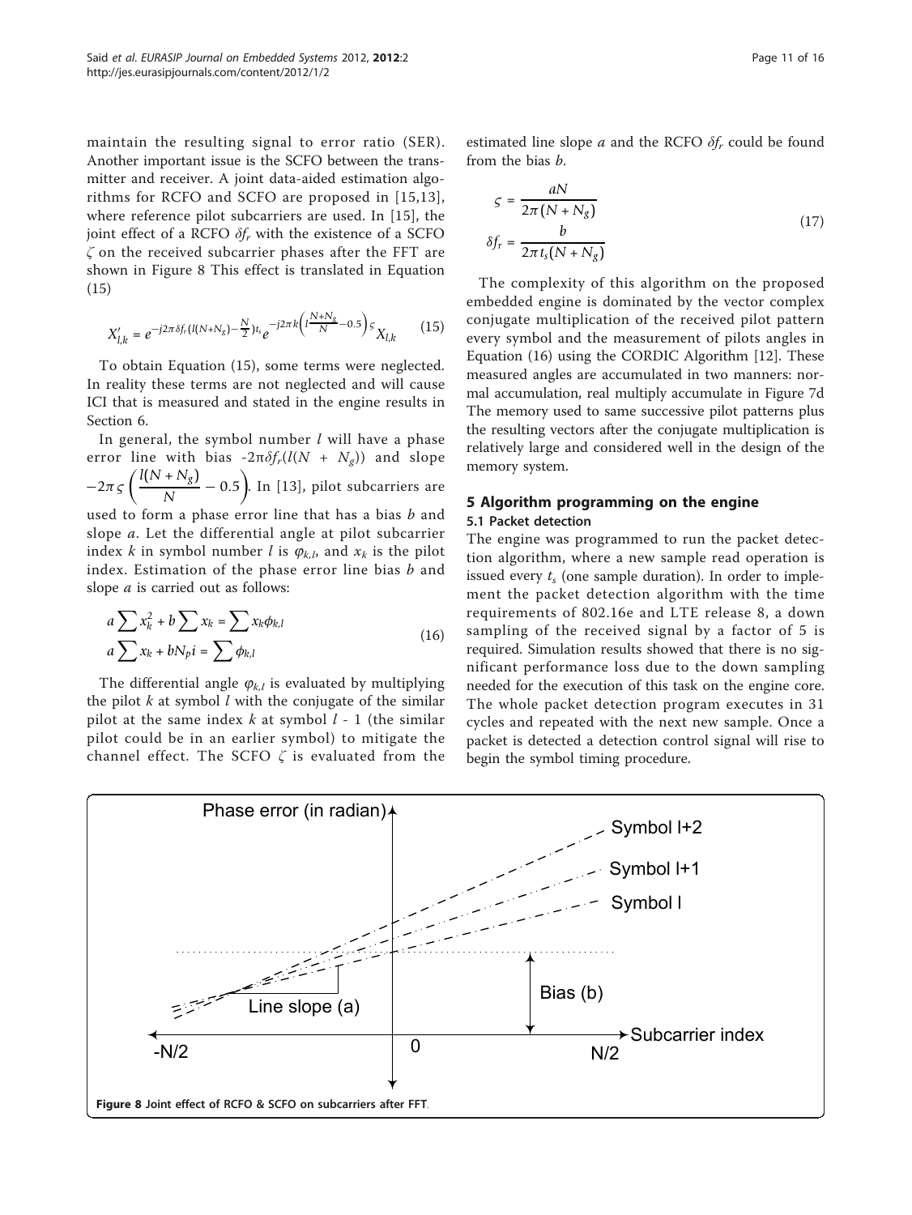maintain the resulting signal to error ratio (SER). Another important issue is the SCFO between the transmitter and receiver. A joint data-aided estimation algorithms for RCFO and SCFO are proposed in [15,13], where reference pilot subcarriers are used. In [15], the joint effect of a RCFO $\delta f_r$ with the existence of a SCFO $\zeta$ on the received subcarrier phases after the FFT are shown in Figure 8 This effect is translated in Equation (15)

$$X'_{l,k} = e^{-j2\pi\delta f_r(l(N+N_g)-\frac{N}{2})t_s} e^{-j2\pi k\left(l\frac{N+N_g}{N}-0.5\right)\varsigma} X_{l,k} \tag{15}$$

To obtain Equation (15), some terms were neglected. In reality these terms are not neglected and will cause ICI that is measured and stated in the engine results in Section 6.

In general, the symbol number $l$ will have a phase error line with bias $-2\pi\delta f_r(l(N + N_g))$ and slope $-2\pi\varsigma\left(\frac{l(N+N_g)}{N} - 0.5\right)$. In [13], pilot subcarriers are used to form a phase error line that has a bias $b$ and slope $a$. Let the differential angle at pilot subcarrier index $k$ in symbol number $l$ is $\varphi_{k,l}$, and $x_k$ is the pilot index. Estimation of the phase error line bias $b$ and slope $a$ is carried out as follows:

$$\begin{aligned} a\sum x_k^2 + b\sum x_k &= \sum x_k\phi_{k,l} \\ a\sum x_k + bN_p i &= \sum \phi_{k,l} \end{aligned} \tag{16}$$

The differential angle $\varphi_{k,l}$ is evaluated by multiplying the pilot $k$ at symbol $l$ with the conjugate of the similar pilot at the same index $k$ at symbol $l$ - 1 (the similar pilot could be in an earlier symbol) to mitigate the channel effect. The SCFO $\zeta$ is evaluated from the estimated line slope $a$ and the RCFO $\delta f_r$ could be found from the bias $b$.

$$\begin{aligned} \varsigma &= \frac{aN}{2\pi(N+N_g)} \\ \delta f_r &= \frac{b}{2\pi t_s(N+N_g)} \end{aligned} \tag{17}$$

The complexity of this algorithm on the proposed embedded engine is dominated by the vector complex conjugate multiplication of the received pilot pattern every symbol and the measurement of pilots angles in Equation (16) using the CORDIC Algorithm [12]. These measured angles are accumulated in two manners: normal accumulation, real multiply accumulate in Figure 7d The memory used to same successive pilot patterns plus the resulting vectors after the conjugate multiplication is relatively large and considered well in the design of the memory system.

## 5 Algorithm programming on the engine

### 5.1 Packet detection

The engine was programmed to run the packet detection algorithm, where a new sample read operation is issued every $t_s$ (one sample duration). In order to implement the packet detection algorithm with the time requirements of 802.16e and LTE release 8, a down sampling of the received signal by a factor of 5 is required. Simulation results showed that there is no significant performance loss due to the down sampling needed for the execution of this task on the engine core. The whole packet detection program executes in 31 cycles and repeated with the next new sample. Once a packet is detected a detection control signal will rise to begin the symbol timing procedure.

**Figure 8 Joint effect of RCFO & SCFO on subcarriers after FFT.**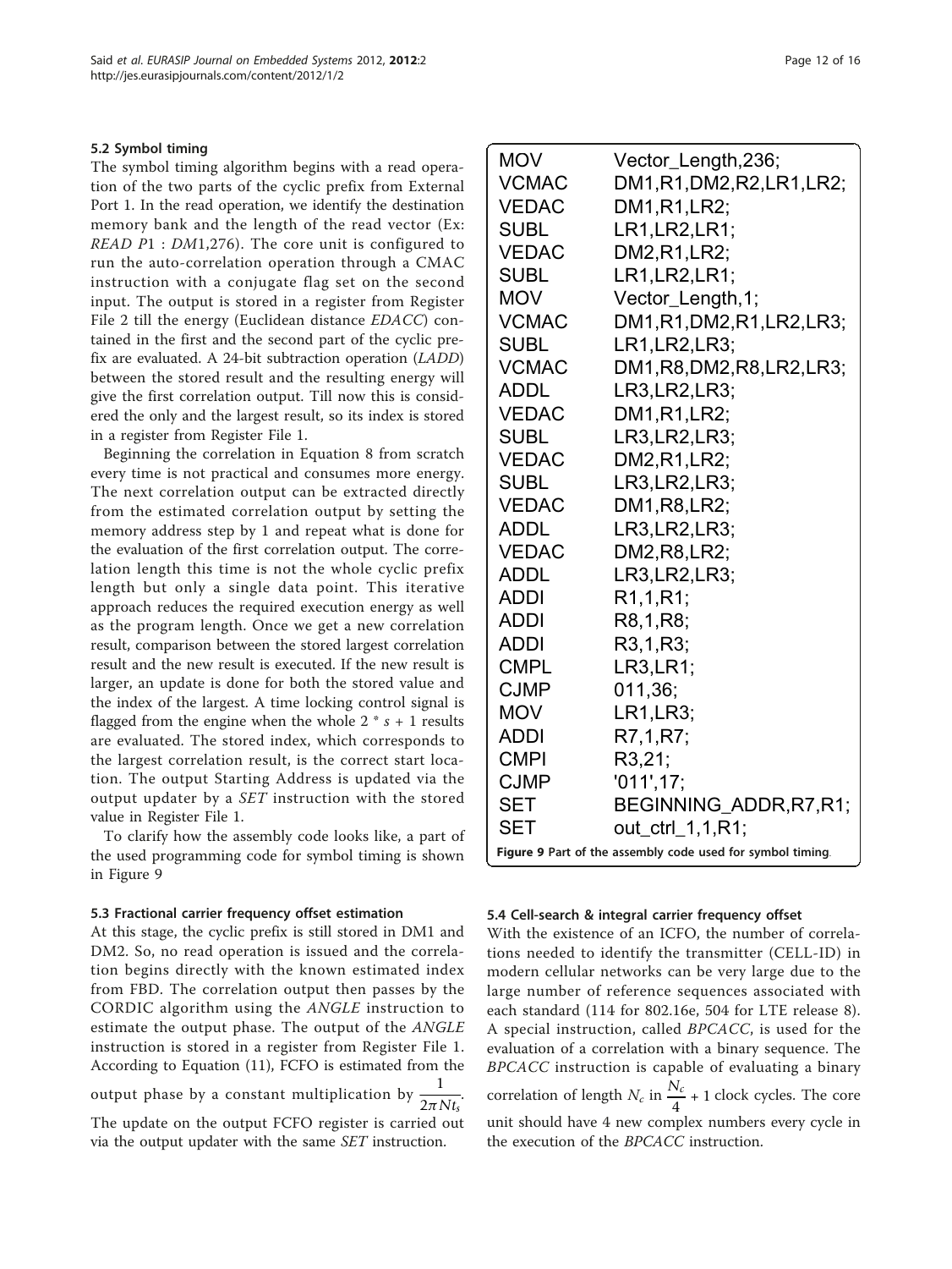### 5.2 Symbol timing

The symbol timing algorithm begins with a read operation of the two parts of the cyclic prefix from External Port 1. In the read operation, we identify the destination memory bank and the length of the read vector (Ex: *READ P*1 : *DM*1,276). The core unit is configured to run the auto-correlation operation through a CMAC instruction with a conjugate flag set on the second input. The output is stored in a register from Register File 2 till the energy (Euclidean distance *EDACC*) contained in the first and the second part of the cyclic prefix are evaluated. A 24-bit subtraction operation (*LADD*) between the stored result and the resulting energy will give the first correlation output. Till now this is considered the only and the largest result, so its index is stored in a register from Register File 1.

Beginning the correlation in Equation 8 from scratch every time is not practical and consumes more energy. The next correlation output can be extracted directly from the estimated correlation output by setting the memory address step by 1 and repeat what is done for the evaluation of the first correlation output. The correlation length this time is not the whole cyclic prefix length but only a single data point. This iterative approach reduces the required execution energy as well as the program length. Once we get a new correlation result, comparison between the stored largest correlation result and the new result is executed. If the new result is larger, an update is done for both the stored value and the index of the largest. A time locking control signal is flagged from the engine when the whole $2 * s + 1$ results are evaluated. The stored index, which corresponds to the largest correlation result, is the correct start location. The output Starting Address is updated via the output updater by a *SET* instruction with the stored value in Register File 1.

To clarify how the assembly code looks like, a part of the used programming code for symbol timing is shown in Figure 9

```
MOV     Vector_Length,236;
VCMAC   DM1,R1,DM2,R2,LR1,LR2;
VEDAC   DM1,R1,LR2;
SUBL    LR1,LR2,LR1;
VEDAC   DM2,R1,LR2;
SUBL    LR1,LR2,LR1;
MOV     Vector_Length,1;
VCMAC   DM1,R1,DM2,R1,LR2,LR3;
SUBL    LR1,LR2,LR3;
VCMAC   DM1,R8,DM2,R8,LR2,LR3;
ADDL    LR3,LR2,LR3;
VEDAC   DM1,R1,LR2;
SUBL    LR3,LR2,LR3;
VEDAC   DM2,R1,LR2;
SUBL    LR3,LR2,LR3;
VEDAC   DM1,R8,LR2;
ADDL    LR3,LR2,LR3;
VEDAC   DM2,R8,LR2;
ADDL    LR3,LR2,LR3;
ADDI    R1,1,R1;
ADDI    R8,1,R8;
ADDI    R3,1,R3;
CMPL    LR3,LR1;
CJMP    011,36;
MOV     LR1,LR3;
ADDI    R7,1,R7;
CMPI    R3,21;
CJMP    '011',17;
SET     BEGINNING_ADDR,R7,R1;
SET     out_ctrl_1,1,R1;
```

**Figure 9** Part of the assembly code used for symbol timing.

### 5.3 Fractional carrier frequency offset estimation

At this stage, the cyclic prefix is still stored in DM1 and DM2. So, no read operation is issued and the correlation begins directly with the known estimated index from FBD. The correlation output then passes by the CORDIC algorithm using the *ANGLE* instruction to estimate the output phase. The output of the *ANGLE* instruction is stored in a register from Register File 1. According to Equation (11), FCFO is estimated from the output phase by a constant multiplication by $\frac{1}{2\pi N t_s}$. The update on the output FCFO register is carried out via the output updater with the same *SET* instruction.

### 5.4 Cell-search & integral carrier frequency offset

With the existence of an ICFO, the number of correlations needed to identify the transmitter (CELL-ID) in modern cellular networks can be very large due to the large number of reference sequences associated with each standard (114 for 802.16e, 504 for LTE release 8). A special instruction, called *BPCACC*, is used for the evaluation of a correlation with a binary sequence. The *BPCACC* instruction is capable of evaluating a binary correlation of length $N_c$ in $\frac{N_c}{4} + 1$ clock cycles. The core unit should have 4 new complex numbers every cycle in the execution of the *BPCACC* instruction.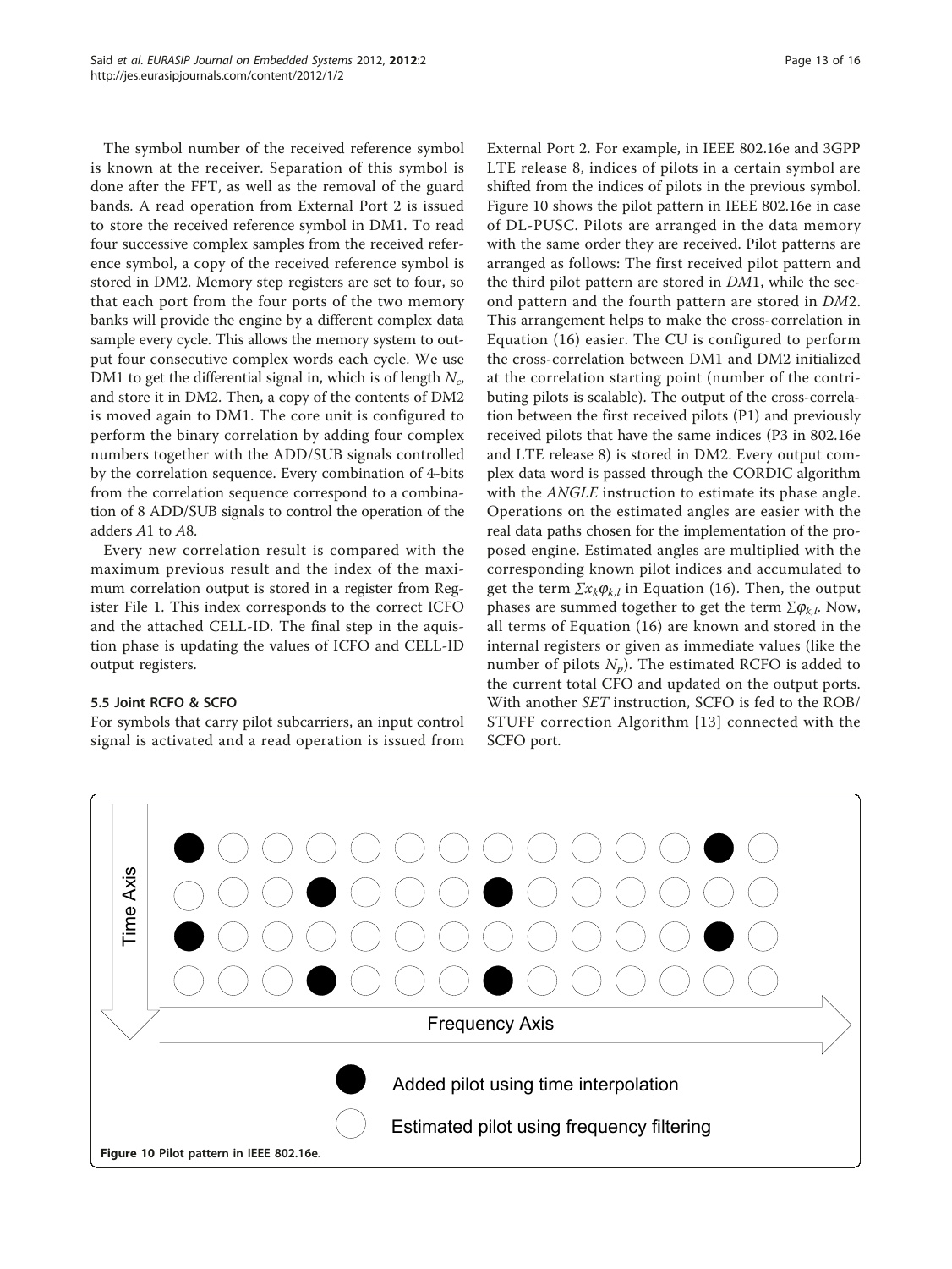The symbol number of the received reference symbol is known at the receiver. Separation of this symbol is done after the FFT, as well as the removal of the guard bands. A read operation from External Port 2 is issued to store the received reference symbol in DM1. To read four successive complex samples from the received reference symbol, a copy of the received reference symbol is stored in DM2. Memory step registers are set to four, so that each port from the four ports of the two memory banks will provide the engine by a different complex data sample every cycle. This allows the memory system to output four consecutive complex words each cycle. We use DM1 to get the differential signal in, which is of length $N_c$, and store it in DM2. Then, a copy of the contents of DM2 is moved again to DM1. The core unit is configured to perform the binary correlation by adding four complex numbers together with the ADD/SUB signals controlled by the correlation sequence. Every combination of 4-bits from the correlation sequence correspond to a combination of 8 ADD/SUB signals to control the operation of the adders $A1$ to $A8$.

Every new correlation result is compared with the maximum previous result and the index of the maximum correlation output is stored in a register from Register File 1. This index corresponds to the correct ICFO and the attached CELL-ID. The final step in the aquistion phase is updating the values of ICFO and CELL-ID output registers.

### 5.5 Joint RCFO & SCFO

For symbols that carry pilot subcarriers, an input control signal is activated and a read operation is issued from External Port 2. For example, in IEEE 802.16e and 3GPP LTE release 8, indices of pilots in a certain symbol are shifted from the indices of pilots in the previous symbol. Figure 10 shows the pilot pattern in IEEE 802.16e in case of DL-PUSC. Pilots are arranged in the data memory with the same order they are received. Pilot patterns are arranged as follows: The first received pilot pattern and the third pilot pattern are stored in *DM*1, while the second pattern and the fourth pattern are stored in *DM*2. This arrangement helps to make the cross-correlation in Equation (16) easier. The CU is configured to perform the cross-correlation between DM1 and DM2 initialized at the correlation starting point (number of the contributing pilots is scalable). The output of the cross-correlation between the first received pilots (P1) and previously received pilots that have the same indices (P3 in 802.16e and LTE release 8) is stored in DM2. Every output complex data word is passed through the CORDIC algorithm with the *ANGLE* instruction to estimate its phase angle. Operations on the estimated angles are easier with the real data paths chosen for the implementation of the proposed engine. Estimated angles are multiplied with the corresponding known pilot indices and accumulated to get the term $\Sigma x_k \varphi_{k,l}$ in Equation (16). Then, the output phases are summed together to get the term $\Sigma \varphi_{k,l}$. Now, all terms of Equation (16) are known and stored in the internal registers or given as immediate values (like the number of pilots $N_p$). The estimated RCFO is added to the current total CFO and updated on the output ports. With another *SET* instruction, SCFO is fed to the ROB/STUFF correction Algorithm [13] connected with the SCFO port.

Figure 10 Pilot pattern in IEEE 802.16e.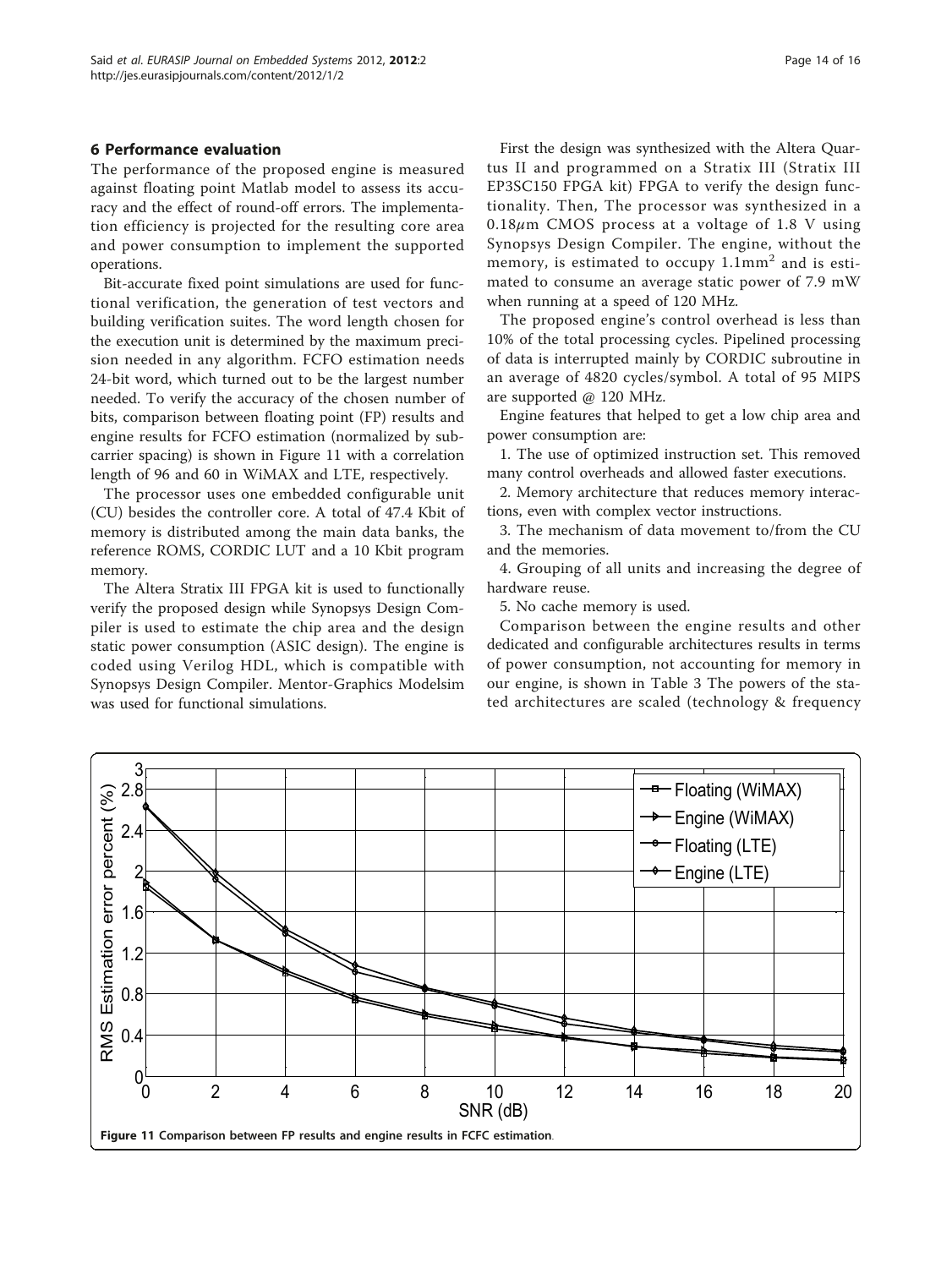## 6 Performance evaluation

The performance of the proposed engine is measured against floating point Matlab model to assess its accuracy and the effect of round-off errors. The implementation efficiency is projected for the resulting core area and power consumption to implement the supported operations.

Bit-accurate fixed point simulations are used for functional verification, the generation of test vectors and building verification suites. The word length chosen for the execution unit is determined by the maximum precision needed in any algorithm. FCFO estimation needs 24-bit word, which turned out to be the largest number needed. To verify the accuracy of the chosen number of bits, comparison between floating point (FP) results and engine results for FCFO estimation (normalized by subcarrier spacing) is shown in Figure 11 with a correlation length of 96 and 60 in WiMAX and LTE, respectively.

The processor uses one embedded configurable unit (CU) besides the controller core. A total of 47.4 Kbit of memory is distributed among the main data banks, the reference ROMS, CORDIC LUT and a 10 Kbit program memory.

The Altera Stratix III FPGA kit is used to functionally verify the proposed design while Synopsys Design Compiler is used to estimate the chip area and the design static power consumption (ASIC design). The engine is coded using Verilog HDL, which is compatible with Synopsys Design Compiler. Mentor-Graphics Modelsim was used for functional simulations.

First the design was synthesized with the Altera Quartus II and programmed on a Stratix III (Stratix III EP3SC150 FPGA kit) FPGA to verify the design functionality. Then, The processor was synthesized in a $0.18\mu$m CMOS process at a voltage of 1.8 V using Synopsys Design Compiler. The engine, without the memory, is estimated to occupy $1.1\text{mm}^2$ and is estimated to consume an average static power of 7.9 mW when running at a speed of 120 MHz.

The proposed engine's control overhead is less than 10% of the total processing cycles. Pipelined processing of data is interrupted mainly by CORDIC subroutine in an average of 4820 cycles/symbol. A total of 95 MIPS are supported @ 120 MHz.

Engine features that helped to get a low chip area and power consumption are:

1. The use of optimized instruction set. This removed many control overheads and allowed faster executions.
2. Memory architecture that reduces memory interactions, even with complex vector instructions.
3. The mechanism of data movement to/from the CU and the memories.
4. Grouping of all units and increasing the degree of hardware reuse.
5. No cache memory is used.

Comparison between the engine results and other dedicated and configurable architectures results in terms of power consumption, not accounting for memory in our engine, is shown in Table 3 The powers of the stated architectures are scaled (technology & frequency

**Figure 11 Comparison between FP results and engine results in FCFC estimation**.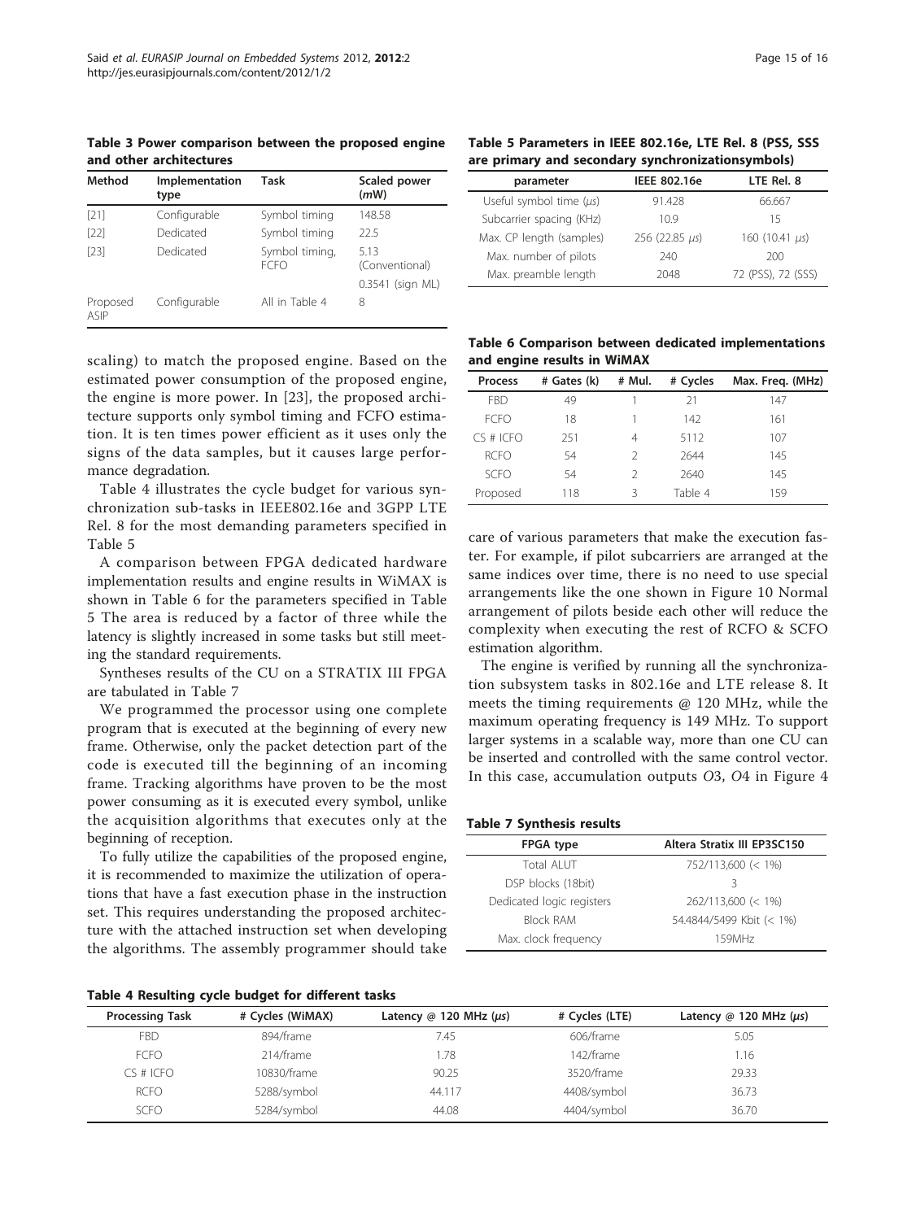**Table 3 Power comparison between the proposed engine and other architectures**

| Method | Implementation type | Task | Scaled power (*m*W) |
|---|---|---|---|
| [21] | Configurable | Symbol timing | 148.58 |
| [22] | Dedicated | Symbol timing | 22.5 |
| [23] | Dedicated | Symbol timing, FCFO | 5.13 (Conventional) |
| | | | 0.3541 (sign ML) |
| Proposed ASIP | Configurable | All in Table 4 | 8 |

scaling) to match the proposed engine. Based on the estimated power consumption of the proposed engine, the engine is more power. In [23], the proposed architecture supports only symbol timing and FCFO estimation. It is ten times power efficient as it uses only the signs of the data samples, but it causes large performance degradation.

Table 4 illustrates the cycle budget for various synchronization sub-tasks in IEEE802.16e and 3GPP LTE Rel. 8 for the most demanding parameters specified in Table 5

A comparison between FPGA dedicated hardware implementation results and engine results in WiMAX is shown in Table 6 for the parameters specified in Table 5 The area is reduced by a factor of three while the latency is slightly increased in some tasks but still meeting the standard requirements.

Syntheses results of the CU on a STRATIX III FPGA are tabulated in Table 7

We programmed the processor using one complete program that is executed at the beginning of every new frame. Otherwise, only the packet detection part of the code is executed till the beginning of an incoming frame. Tracking algorithms have proven to be the most power consuming as it is executed every symbol, unlike the acquisition algorithms that executes only at the beginning of reception.

To fully utilize the capabilities of the proposed engine, it is recommended to maximize the utilization of operations that have a fast execution phase in the instruction set. This requires understanding the proposed architecture with the attached instruction set when developing the algorithms. The assembly programmer should take care of various parameters that make the execution faster. For example, if pilot subcarriers are arranged at the same indices over time, there is no need to use special arrangements like the one shown in Figure 10 Normal arrangement of pilots beside each other will reduce the complexity when executing the rest of RCFO & SCFO estimation algorithm.

The engine is verified by running all the synchronization subsystem tasks in 802.16e and LTE release 8. It meets the timing requirements @ 120 MHz, while the maximum operating frequency is 149 MHz. To support larger systems in a scalable way, more than one CU can be inserted and controlled with the same control vector. In this case, accumulation outputs *O*3, *O*4 in Figure 4

**Table 5 Parameters in IEEE 802.16e, LTE Rel. 8 (PSS, SSS are primary and secondary synchronizationsymbols)**

| parameter | IEEE 802.16e | LTE Rel. 8 |
|---|---|---|
| Useful symbol time ($\mu s$) | 91.428 | 66.667 |
| Subcarrier spacing (KHz) | 10.9 | 15 |
| Max. CP length (samples) | 256 (22.85 $\mu s$) | 160 (10.41 $\mu s$) |
| Max. number of pilots | 240 | 200 |
| Max. preamble length | 2048 | 72 (PSS), 72 (SSS) |

**Table 6 Comparison between dedicated implementations and engine results in WiMAX**

| Process | # Gates (k) | # Mul. | # Cycles | Max. Freq. (MHz) |
|---|---|---|---|---|
| FBD | 49 | 1 | 21 | 147 |
| FCFO | 18 | 1 | 142 | 161 |
| CS # ICFO | 251 | 4 | 5112 | 107 |
| RCFO | 54 | 2 | 2644 | 145 |
| SCFO | 54 | 2 | 2640 | 145 |
| Proposed | 118 | 3 | Table 4 | 159 |

**Table 7 Synthesis results**

| FPGA type | Altera Stratix III EP3SC150 |
|---|---|
| Total ALUT | 752/113,600 (< 1%) |
| DSP blocks (18bit) | 3 |
| Dedicated logic registers | 262/113,600 (< 1%) |
| Block RAM | 54.4844/5499 Kbit (< 1%) |
| Max. clock frequency | 159MHz |

**Table 4 Resulting cycle budget for different tasks**

| Processing Task | # Cycles (WiMAX) | Latency @ 120 MHz ($\mu s$) | # Cycles (LTE) | Latency @ 120 MHz ($\mu s$) |
|---|---|---|---|---|
| FBD | 894/frame | 7.45 | 606/frame | 5.05 |
| FCFO | 214/frame | 1.78 | 142/frame | 1.16 |
| CS # ICFO | 10830/frame | 90.25 | 3520/frame | 29.33 |
| RCFO | 5288/symbol | 44.117 | 4408/symbol | 36.73 |
| SCFO | 5284/symbol | 44.08 | 4404/symbol | 36.70 |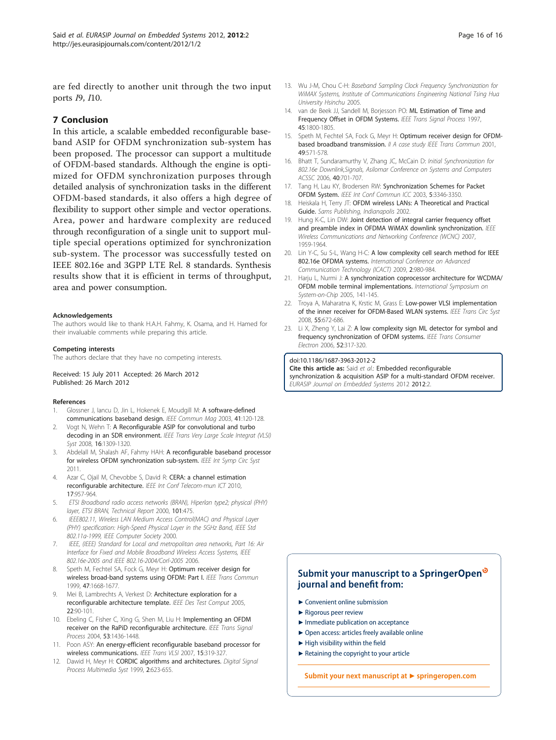are fed directly to another unit through the two input ports *I*9, *I*10.

## 7 Conclusion

In this article, a scalable embedded reconfigurable baseband ASIP for OFDM synchronization sub-system has been proposed. The processor can support a multitude of OFDM-based standards. Although the engine is optimized for OFDM synchronization purposes through detailed analysis of synchronization tasks in the different OFDM-based standards, it also offers a high degree of flexibility to support other simple and vector operations. Area, power and hardware complexity are reduced through reconfiguration of a single unit to support multiple special operations optimized for synchronization sub-system. The processor was successfully tested on IEEE 802.16e and 3GPP LTE Rel. 8 standards. Synthesis results show that it is efficient in terms of throughput, area and power consumption.

#### Acknowledgements

The authors would like to thank H.A.H. Fahmy, K. Osama, and H. Hamed for their invaluable comments while preparing this article.

#### Competing interests

The authors declare that they have no competing interests.

Received: 15 July 2011 Accepted: 26 March 2012
Published: 26 March 2012

#### References

1. Glossner J, Iancu D, Jin L, Hokenek E, Moudgill M: **A software-defined communications baseband design.** *IEEE Commun Mag* 2003, **41**:120-128.
2. Vogt N, Wehn T: **A Reconfigurable ASIP for convolutional and turbo decoding in an SDR environment.** *IEEE Trans Very Large Scale Integrat (VLSI) Syst* 2008, **16**:1309-1320.
3. Abdelall M, Shalash AF, Fahmy HAH: **A reconfigurable baseband processor for wireless OFDM synchronization sub-system.** *IEEE Int Symp Circ Syst* 2011.
4. Azar C, Ojail M, Chevobbe S, David R: **CERA: a channel estimation reconfigurable architecture.** *IEEE Int Conf Telecom-mun ICT* 2010, **17**:957-964.
5. *ETSI Broadband radio access networks (BRAN), Hiperlan type2; physical (PHY) layer, ETSI BRAN, Technical Report* 2000, **101**:475.
6. *IEEE802.11, Wireless LAN Medium Access Control(MAC) and Physical Layer (PHY) specification: High-Speed Physical Layer in the 5GHz Band, IEEE Std 802.11a-1999, IEEE Computer Society* 2000.
7. *IEEE, (IEEE) Standard for Local and metropolitan area networks, Part 16: Air Interface for Fixed and Mobile Broadband Wireless Access Systems, IEEE 802.16e-2005 and IEEE 802.16-2004/Corl-2005* 2006.
8. Speth M, Fechtel SA, Fock G, Meyr H: **Optimum receiver design for wireless broad-band systems using OFDM: Part I.** *IEEE Trans Commun* 1999, **47**:1668-1677.
9. Mei B, Lambrechts A, Verkest D: **Architecture exploration for a reconfigurable architecture template.** *IEEE Des Test Comput* 2005, **22**:90-101.
10. Ebeling C, Fisher C, Xing G, Shen M, Liu H: **Implementing an OFDM receiver on the RaPiD reconfigurable architecture.** *IEEE Trans Signal Process* 2004, **53**:1436-1448.
11. Poon ASY: **An energy-efficient reconfigurable baseband processor for wireless communications.** *IEEE Trans VLSI* 2007, **15**:319-327.
12. Dawid H, Meyr H: **CORDIC algorithms and architectures.** *Digital Signal Process Multimedia Syst* 1999, **2**:623-655.
13. Wu J-M, Chou C-H: *Baseband Sampling Clock Frequency Synchronization for WiMAX Systems, Institute of Communications Engineering National Tsing Hua University Hsinchu* 2005.
14. van de Beek JJ, Sandell M, Borjesson PO: **ML Estimation of Time and Frequency Offset in OFDM Systems.** *IEEE Trans Signal Process* 1997, **45**:1800-1805.
15. Speth M, Fechtel SA, Fock G, Meyr H: **Optimum receiver design for OFDM-based broadband transmission.** *II A case study IEEE Trans Commun* 2001, **49**:571-578.
16. Bhatt T, Sundaramurthy V, Zhang JC, McCain D: *Initial Synchronization for 802.16e Downlink,Signals, Asilomar Conference on Systems and Computers ACSSC* 2006, **40**:701-707.
17. Tang H, Lau KY, Brodersen RW: **Synchronization Schemes for Packet OFDM System.** *IEEE Int Conf Commun ICC* 2003, **5**:3346-3350.
18. Heiskala H, Terry JT: **OFDM wireless LANs: A Theoretical and Practical Guide.** *Sams Publishing, Indianapolis* 2002.
19. Hung K-C, Lin DW: **Joint detection of integral carrier frequency offset and preamble index in OFDMA WiMAX downlink synchronization.** *IEEE Wireless Communications and Networking Conference (WCNC)* 2007, 1959-1964.
20. Lin Y-C, Su S-L, Wang H-C: **A low complexity cell search method for IEEE 802.16e OFDMA systems.** *International Conference on Advanced Communication Technology (ICACT)* 2009, **2**:980-984.
21. Harju L, Nurmi J: **A synchronization coprocessor architecture for WCDMA/OFDM mobile terminal implementations.** *International Symposium on System-on-Chip* 2005, 141-145.
22. Troya A, Maharatna K, Krstic M, Grass E: **Low-power VLSI implementation of the inner receiver for OFDM-Based WLAN systems.** *IEEE Trans Circ Syst* 2008, **55**:672-686.
23. Li X, Zheng Y, Lai Z: **A low complexity sign ML detector for symbol and frequency synchronization of OFDM systems.** *IEEE Trans Consumer Electron* 2006, **52**:317-320.

doi:10.1186/1687-3963-2012-2
**Cite this article as:** Said *et al.*: Embedded reconfigurable synchronization & acquisition ASIP for a multi-standard OFDM receiver. *EURASIP Journal on Embedded Systems* 2012 **2012**:2.

**Submit your manuscript to a SpringerOpen journal and benefit from:**

- ► Convenient online submission
- ► Rigorous peer review
- ► Immediate publication on acceptance
- ► Open access: articles freely available online
- ► High visibility within the field
- ► Retaining the copyright to your article

**Submit your next manuscript at ► springeropen.com**